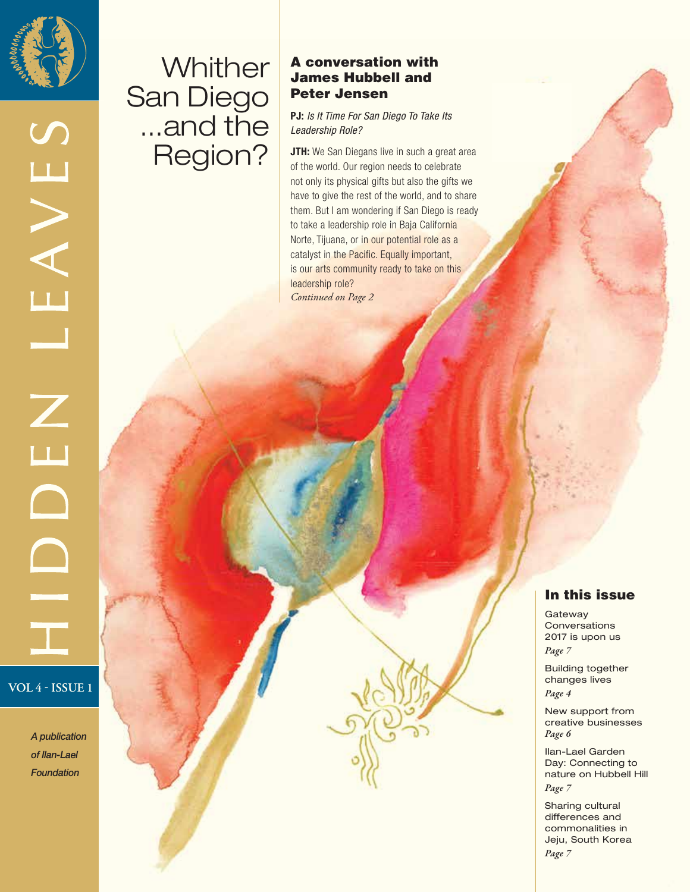# HIDDEN LEAVES

**VOL 4 - ISSUE 1**

*A publication of Ilan-Lael Foundation*

# Whither San Diego ...and the Region?

## A conversation with James Hubbell and Peter Jensen

**PJ:** *Is It Time For San Diego To Take Its Leadership Role?*

**JTH:** We San Diegans live in such a great area of the world. Our region needs to celebrate not only its physical gifts but also the gifts we have to give the rest of the world, and to share them. But I am wondering if San Diego is ready to take a leadership role in Baja California Norte, Tijuana, or in our potential role as a catalyst in the Pacific. Equally important, is our arts community ready to take on this leadership role?

*Continued on Page 2*

## In this issue

Gateway Conversations 2017 is upon us
*Page 7*

Building together changes lives
*Page 4*

New support from creative businesses
*Page 6*

Ilan-Lael Garden Day: Connecting to nature on Hubbell Hill
*Page 7*

Sharing cultural differences and commonalities in Jeju, South Korea
*Page 7*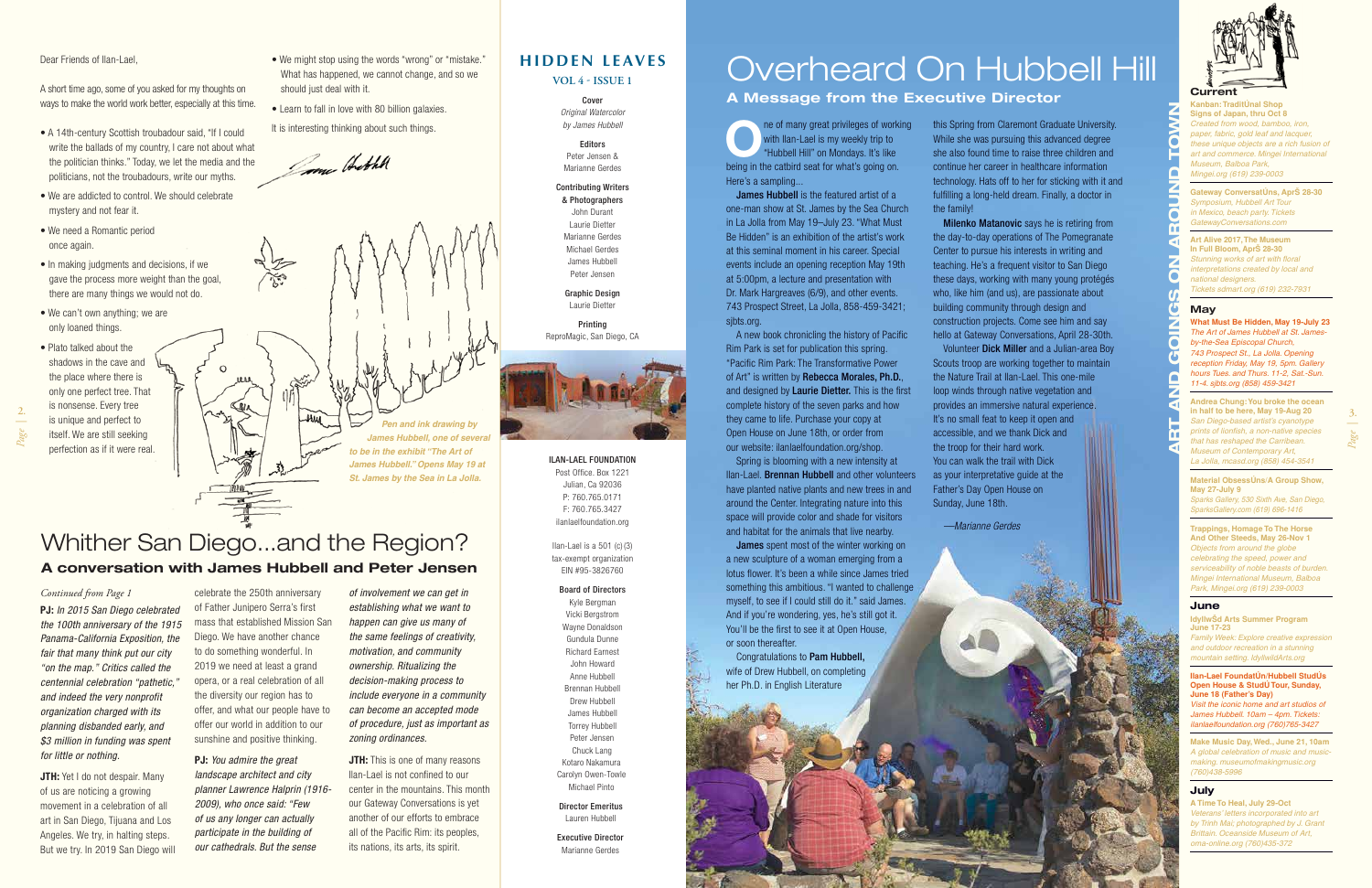Dear Friends of Ilan-Lael,

A short time ago, some of you asked for my thoughts on ways to make the world work better, especially at this time.

- A 14th-century Scottish troubadour said, "If I could write the ballads of my country, I care not about what the politician thinks." Today, we let the media and the politicians, not the troubadours, write our myths.
- We are addicted to control. We should celebrate mystery and not fear it.
- We need a Romantic period once again.
- In making judgments and decisions, if we gave the process more weight than the goal, there are many things we would not do.
- We can't own anything; we are only loaned things.
- Plato talked about the shadows in the cave and the place where there is only one perfect tree. That is nonsense. Every tree is unique and perfect to itself. We are still seeking perfection as if it were real.
- We might stop using the words "wrong" or "mistake." What has happened, we cannot change, and so we should just deal with it.
- Learn to fall in love with 80 billion galaxies.

It is interesting thinking about such things.

*Pen and ink drawing by James Hubbell, one of several to be in the exhibit "The Art of James Hubbell." Opens May 19 at St. James by the Sea in La Jolla.*

# Whither San Diego...and the Region?

## A conversation with James Hubbell and Peter Jensen

*Continued from Page 1*

**PJ:** *In 2015 San Diego celebrated the 100th anniversary of the 1915 Panama-California Exposition, the fair that many think put our city "on the map." Critics called the centennial celebration "pathetic," and indeed the very nonprofit organization charged with its planning disbanded early, and $3 million in funding was spent for little or nothing.*

**JTH:** Yet I do not despair. Many of us are noticing a growing movement in a celebration of all art in San Diego, Tijuana and Los Angeles. We try, in halting steps. But we try. In 2019 San Diego will celebrate the 250th anniversary of Father Junipero Serra's first mass that established Mission San Diego. We have another chance to do something wonderful. In 2019 we need at least a grand opera, or a real celebration of all the diversity our region has to offer, and what our people have to offer our world in addition to our sunshine and positive thinking.

**PJ:** *You admire the great landscape architect and city planner Lawrence Halprin (1916-2009), who once said: "Few of us any longer can actually participate in the building of our cathedrals. But the sense of involvement we can get in establishing what we want to happen can give us many of the same feelings of creativity, motivation, and community ownership. Ritualizing the decision-making process to include everyone in a community can become an accepted mode of procedure, just as important as zoning ordinances.*

**JTH:** This is one of many reasons Ilan-Lael is not confined to our center in the mountains. This month our Gateway Conversations is yet another of our efforts to embrace all of the Pacific Rim: its peoples, its nations, its arts, its spirit.

## HIDDEN LEAVES

**VOL 4 - ISSUE 1**

**Cover**
*Original Watercolor by James Hubbell*

**Editors**
Peter Jensen & Marianne Gerdes

**Contributing Writers & Photographers**
John Durant
Laurie Dietter
Marianne Gerdes
Michael Gerdes
James Hubbell
Peter Jensen

**Graphic Design**
Laurie Dietter

**Printing**
ReproMagic, San Diego, CA

**ILAN-LAEL FOUNDATION**
Post Office. Box 1221
Julian, Ca 92036
P: 760.765.0171
F: 760.765.3427
ilanlaelfoundation.org

Ilan-Lael is a 501 (c)(3) tax-exempt organization
EIN #95-3826760

**Board of Directors**
Kyle Bergman
Vicki Bergstrom
Wayne Donaldson
Gundula Dunne
Richard Earnest
John Howard
Anne Hubbell
Brennan Hubbell
Drew Hubbell
James Hubbell
Torrey Hubbell
Peter Jensen
Chuck Lang
Kotaro Nakamura
Carolyn Owen-Towle
Michael Pinto

**Director Emeritus**
Lauren Hubbell

**Executive Director**
Marianne Gerdes

# Overheard On Hubbell Hill

## A Message from the Executive Director

One of many great privileges of working with Ilan-Lael is my weekly trip to "Hubbell Hill" on Mondays. It's like being in the catbird seat for what's going on. Here's a sampling...

**James Hubbell** is the featured artist of a one-man show at St. James by the Sea Church in La Jolla from May 19–July 23. "What Must Be Hidden" is an exhibition of the artist's work at this seminal moment in his career. Special events include an opening reception May 19th at 5:00pm, a lecture and presentation with Dr. Mark Hargreaves (6/9), and other events. 743 Prospect Street, La Jolla, 858-459-3421; sjbts.org.

A new book chronicling the history of Pacific Rim Park is set for publication this spring. "Pacific Rim Park: The Transformative Power of Art" is written by **Rebecca Morales, Ph.D.**, and designed by **Laurie Dietter.** This is the first complete history of the seven parks and how they came to life. Purchase your copy at Open House on June 18th, or order from our website: ilanlaelfoundation.org/shop.

Spring is blooming with a new intensity at Ilan-Lael. **Brennan Hubbell** and other volunteers have planted native plants and new trees in and around the Center. Integrating nature into this space will provide color and shade for visitors and habitat for the animals that live nearby.

**James** spent most of the winter working on a new sculpture of a woman emerging from a lotus flower. It's been a while since James tried something this ambitious. "I wanted to challenge myself, to see if I could still do it." said James. And if you're wondering, yes, he's still got it. You'll be the first to see it at Open House, or soon thereafter.

Congratulations to **Pam Hubbell,** wife of Drew Hubbell, on completing her Ph.D. in English Literature this Spring from Claremont Graduate University. While she was pursuing this advanced degree she also found time to raise three children and continue her career in healthcare information technology. Hats off to her for sticking with it and fulfilling a long-held dream. Finally, a doctor in the family!

**Milenko Matanovic** says he is retiring from the day-to-day operations of The Pomegranate Center to pursue his interests in writing and teaching. He's a frequent visitor to San Diego these days, working with many young protégés who, like him (and us), are passionate about building community through design and construction projects. Come see him and say hello at Gateway Conversations, April 28-30th.

Volunteer **Dick Miller** and a Julian-area Boy Scouts troop are working together to maintain the Nature Trail at Ilan-Lael. This one-mile loop winds through native vegetation and provides an immersive natural experience. It's no small feat to keep it open and accessible, and we thank Dick and the troop for their hard work. You can walk the trail with Dick as your interpretative guide at the Father's Day Open House on Sunday, June 18th.

*—Marianne Gerdes*

# ART AND GOINGS ON AROUND TOWN

### Current

**Kanban: TraditÜnal Shop Signs of Japan, thru Oct 8**
*Created from wood, bamboo, iron, paper, fabric, gold leaf and lacquer, these unique objects are a rich fusion of art and commerce. Mingei International Museum, Balboa Park. Mingei.org (619) 239-0003*

**Gateway ConversatÜns, AprŜ 28-30**
*Symposium, Hubbell Art Tour in Mexico, beach party. Tickets GatewayConversations.com*

**Art Alive 2017, The Museum In Full Bloom, AprŜ 28-30**
*Stunning works of art with floral interpretations created by local and national designers. Tickets sdmart.org (619) 232-7931*

### May

**What Must Be Hidden, May 19-July 23**
*The Art of James Hubbell at St. James-by-the-Sea Episcopal Church, 743 Prospect St., La Jolla. Opening reception Friday, May 19, 5pm. Gallery hours Tues. and Thurs. 11-2, Sat.-Sun. 11-4. sjbts.org (858) 459-3421*

**Andrea Chung: You broke the ocean in half to be here, May 19-Aug 20**
*San Diego-based artist's cyanotype prints of lionfish, a non-native species that has reshaped the Carribean. Museum of Contemporary Art, La Jolla, mcasd.org (858) 454-3541*

**Material ObsessÜns/A Group Show, May 27-July 9**
*Sparks Gallery, 530 Sixth Ave. San Diego, SparksGallery.com (619) 696-1416*

**Trappings, Homage To The Horse And Other Steeds, May 26-Nov 1**
*Objects from around the globe celebrating the speed, power and serviceability of noble beasts of burden. Mingei International Museum, Balboa Park. Mingei.org (619) 239-0003*

### June

**IdyllwŜd Arts Summer Program June 17-23**
*Family Week: Explore creative expression and outdoor recreation in a stunning mountain setting. IdyllwildArts.org*

**Ilan-Lael FoundatÜn/Hubbell StudÜs Open House & StudÜ Tour, Sunday, June 18 (Father's Day)**
*Visit the iconic home and art studios of James Hubbell. 10am – 4pm. Tickets: ilanlaelfoundation.org (760)765-3427*

**Make Music Day, Wed., June 21, 10am**
*A global celebration of music and music-making. museumofmakingmusic.org (760)438-5996*

### July

**A Time To Heal, July 29-Oct**
*Veterans' letters incorporated into art by Trinh Mai; photographed by J. Grant Brittain. Oceanside Museum of Art, oma-online.org (760)435-372*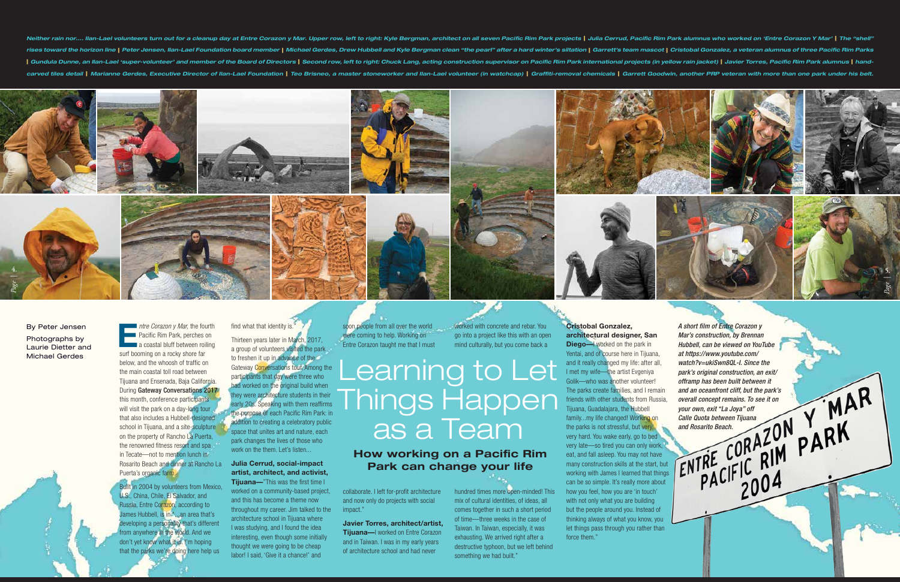*Neither rain nor.... Ilan-Lael volunteers turn out for a cleanup day at Entre Corazon y Mar. Upper row, left to right: Kyle Bergman, architect on all seven Pacific Rim Park projects | Julia Cerrud, Pacific Rim Park alumnus who worked on 'Entre Corazon Y Mar' | The "shell" rises toward the horizon line | Peter Jensen, Ilan-Lael Foundation board member | Michael Gerdes, Drew Hubbell and Kyle Bergman clean "the pearl" after a hard winter's siltation | Garrett's team mascot | Cristobal Gonzalez, a veteran alumnus of three Pacific Rim Parks | Gundula Dunne, an Ilan-Lael 'super-volunteer' and member of the Board of Directors | Second row, left to right: Chuck Lang, acting construction supervisor on Pacific Rim Park international projects (in yellow rain jacket) | Javier Torres, Pacific Rim Park alumnus | hand-carved tiles detail | Marianne Gerdes, Executive Director of Ilan-Lael Foundation | Teo Brisneo, a master stoneworker and Ilan-Lael volunteer (in watchcap) | Graffiti-removal chemicals | Garrett Goodwin, another PRP veteran with more than one park under his belt.*

# Learning to Let Things Happen as a Team

## How working on a Pacific Rim Park can change your life

By Peter Jensen

Photographs by Laurie Dietter and Michael Gerdes

*Entre Corazon y Mar*, the fourth Pacific Rim Park, perches on a coastal bluff between roiling surf booming on a rocky shore far below, and the whoosh of traffic on the main coastal toll road between Tijuana and Ensenada, Baja California. During **Gateway Conversations 2017** this month, conference participants will visit the park on a day-long tour that also includes a Hubbell-designed school in Tijuana, and a site-sculpture on the property of Rancho La Puerta, the renowned fitness resort and spa in Tecate—not to mention lunch in Rosarito Beach and dinner at Rancho La Puerta's organic farm.

Built in 2004 by volunteers from Mexico, U.S., China, Chile, El Salvador, and Russia, Entre Corazon, according to James Hubbell, is in "...an area that's developing a personality that's different from anywhere in the world. And we don't yet know what it is. I'm hoping that the parks we're doing here help us find what that identity is."

Thirteen years later in March, 2017, a group of volunteers visited the park to freshen it up in advance of the Gateway Conversations tour. Among the participants that day were three who had worked on the original build when they were architecture students in their early 20s. Speaking with them reaffirms the purpose of each Pacific Rim Park: in addition to creating a celebratory public space that unites art and nature, each park changes the lives of those who work on the them. Let's listen...

**Julia Cerrud, social-impact artist, architect, and activist, Tijuana—**"This was the first time I worked on a community-based project, and this has become a theme now throughout my career. Jim talked to the architecture school in Tijuana where I was studying, and I found the idea interesting, even though some initially thought we were going to be cheap labor! I said, 'Give it a chance!' and soon people from all over the world were coming to help. Working on Entre Corazon taught me that I must collaborate. I left for-profit architecture and now only do projects with social impact."

**Javier Torres, architect/artist, Tijuana—**I worked on Entre Corazon and in Taiwan. I was in my early years of architecture school and had never worked with concrete and rebar. You go into a project like this with an open mind culturally, but you come back a hundred times more open-minded! This mix of cultural identities, of ideas, all comes together in such a short period of time—three weeks in the case of Taiwan. In Taiwan, especially, it was exhausting. We arrived right after a destructive typhoon, but we left behind something we had built."

**Cristobal Gonzalez, architectural designer, San Diego—**I worked on the park in Yentai, and of course here in Tijuana, and it really changed my life: after all, I met my wife—the artist Evgeniya Golik—who was another volunteer! The parks create families, and I remain friends with other students from Russia, Tijuana, Guadalajara, the Hubbell family...my life changed! Working on the parks is not stressful, but very, very hard. You wake early, go to bed very late—so tired you can only work, eat, and fall asleep. You may not have many construction skills at the start, but working with James I learned that things can be so simple. It's really more about how you feel, how you are 'in touch' with not only what you are building but the people around you. Instead of thinking always of what you know, you let things pass through you rather than force them."

*A short film of Entre Corazon y Mar's construction, by Brennan Hubbell, can be viewed on YouTube at https://www.youtube.com/watch?v=ukiSwn8QL-I. Since the park's original construction, an exit/offramp has been built between it and an oceanfront cliff, but the park's overall concept remains. To see it on your own, exit "La Joya" off Calle Quota between Tijuana and Rosarito Beach.*

ENTRE CORAZON Y MAR
PACIFIC RIM PARK
2004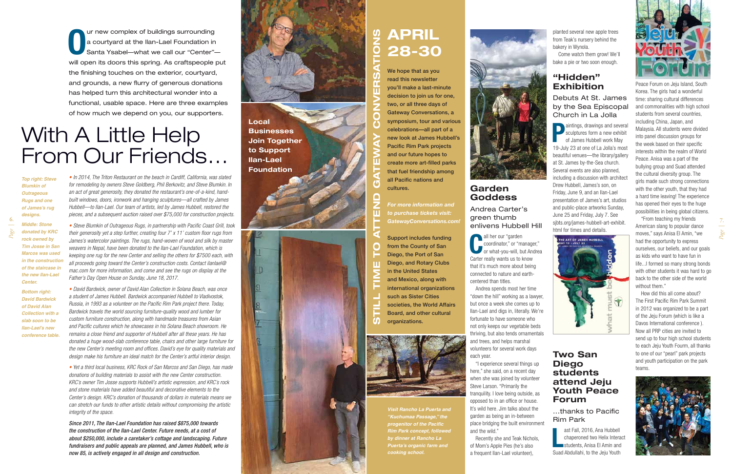Our new complex of buildings surrounding a courtyard at the Ilan-Lael Foundation in Santa Ysabel—what we call our "Center"—will open its doors this spring. As craftspeople put the finishing touches on the exterior, courtyard, and grounds, a new flurry of generous donations has helped turn this architectural wonder into a functional, usable space. Here are three examples of how much we depend on you, our supporters.

# With A Little Help From Our Friends…

*Top right: Steve Blumkin of Outrageous Rugs and one of James's rug designs.*

*Middle: Stone donated by KRC rock owned by Tim Josse in San Marcos was used in the construction of the staircase in the new Ilan-Lael Center.*

*Bottom right: David Bardwick of David Alan Collection with a slab soon to be Ilan-Lael's new conference table.*

*• In 2014, The Triton Restaurant on the beach in Cardiff, California, was slated for remodeling by owners Steve Goldberg, Phil Berkovitz, and Steve Blumkin. In an act of great generosity, they donated the restaurant's one-of-a-kind, hand-built windows, doors, ironwork and hanging sculptures—all crafted by James Hubbell—to Ilan-Lael. Our team of artists, led by James Hubbell, restored the pieces, and a subsequent auction raised over $75,000 for construction projects.*

*• Steve Blumkin of Outrageous Rugs, in partnership with Pacific Coast Grill, took their generosity yet a step further, creating four 7' x 11' custom floor rugs from James's watercolor paintings. The rugs, hand-woven of wool and silk by master weavers in Nepal, have been donated to the Ilan-Lael Foundation, which is keeping one rug for the new Center and selling the others for $7500 each, with all proceeds going toward the Center's construction costs. Contact ilanlael@mac.com for more information, and come and see the rugs on display at the Father's Day Open House on Sunday, June 18, 2017.*

*• David Bardwick, owner of David Alan Collection in Solana Beach, was once a student of James Hubbell. Bardwick accompanied Hubbell to Vladivostok, Russia, in 1993 as a volunteer on the Pacific Rim Park project there. Today, Bardwick travels the world sourcing furniture-quality wood and lumber for custom furniture construction, along with handmade treasures from Asian and Pacific cultures which he showcases in his Solana Beach showroom. He remains a close friend and supporter of Hubbell after all these years. He has donated a huge wood-slab conference table, chairs and other large furniture for the new Center's meeting room and offices. David's eye for quality materials and design make his furniture an ideal match for the Center's artful interior design.*

*• Yet a third local business, KRC Rock of San Marcos and San Diego, has made donations of building materials to assist with the new Center construction. KRC's owner Tim Josse supports Hubbell's artistic expression, and KRC's rock and stone materials have added beautiful and decorative elements to the Center's design. KRC's donation of thousands of dollars in materials means we can stretch our funds to other artistic details without compromising the artistic integrity of the space.*

***Since 2011, The Ilan-Lael Foundation has raised $875,000 towards the construction of the Ilan-Lael Center. Future needs, at a cost of about $250,000, include a caretaker's cottage and landscaping. Future fundraisers and public appeals are planned, and James Hubbell, who is now 85, is actively engaged in all design and construction.***

**Local Businesses Join Together to Support Ilan-Lael Foundation**

## STILL TIME TO ATTEND GATEWAY CONVERSATIONS

# APRIL 28-30

**We hope that as you read this newsletter you'll make a last-minute decision to join us for one, two, or all three days of Gateway Conversations, a symposium, tour and various celebrations—all part of a new look at James Hubbell's Pacific Rim Park projects and our future hopes to create more art-filled parks that fuel friendship among all Pacific nations and cultures.**

***For more information and to purchase tickets visit: GatewayConversations.com!***

**Support includes funding from the County of San Diego, the Port of San Diego, and Rotary Clubs in the United States and Mexico, along with international organizations such as Sister Cities societies, the World Affairs Board, and other cultural organizations.**

***Visit Rancho La Puerta and "Kuchumaa Passage," the progenitor of the Pacific Rim Park concept, followed by dinner at Rancho La Puerta's organic farm and cooking school.***

## Garden Goddess

### Andrea Carter's green thumb enlivens Hubbell Hill

Call her our "garden coordinator," or "manager," or what-you-will, but Andrea Carter really wants us to know that it's much more about being connected to nature and earth-centered than titles.

Andrea spends most her time "down the hill" working as a lawyer, but once a week she comes up to Ilan-Lael and digs in, literally. We're fortunate to have someone who not only keeps our vegetable beds thriving, but also tends ornamentals and trees, and helps marshal volunteers for several work days each year.

"I experience several things up here," she said, on a recent day when she was joined by volunteer Steve Larson. "Primarily the tranquility. I love being outside, as opposed to in an office or house. It's wild here. Jim talks about the garden as being an in-between place bridging the built environment and the wild."

Recently she and Teak Nichols, of Mom's Apple Pies (he's also a frequent Ilan-Lael volunteer), planted several new apple trees from Teak's nursery behind the bakery in Wynola.

Come watch them grow! We'll bake a pie or two soon enough.

## "Hidden" Exhibition

### Debuts At St. James by the Sea Episcopal Church in La Jolla

Paintings, drawings and several sculptures form a new exhibit of James Hubbell work May 19-July 23 at one of La Jolla's most beautiful venues—the library/gallery at St. James by-the-Sea church. Several events are also planned, including a discussion with architect Drew Hubbell, James's son, on Friday, June 9, and an Ilan-Lael presentation of James's art, studios and public-place artworks Sunday, June 25 and Friday, July 7. See sjbts.org/james-hubbell-art-exhibit.html for times and details.

## Two San Diego students attend Jeju Youth Peace Forum

### …thanks to Pacific Rim Park

Last Fall, 2016, Ana Hubbell chaperoned two Helix Interact students, Anisa El Amin and Suad Abdullahi, to the Jeju Youth Peace Forum on Jeju Island, South Korea. The girls had a wonderful time: sharing cultural differences and commonalities with high school students from several countries, including China, Japan, and Malaysia. All students were divided into panel discussion groups for the week based on their specific interests within the realm of World Peace. Anisa was a part of the bullying group and Suad attended the cultural diversity group. The girls made such strong connections with the other youth, that they had a hard time leaving! The experience has opened their eyes to the huge possibilities in being global citizens.

"From teaching my friends American slang to popular dance moves," says Anisa El Amin, "we had the opportunity to express ourselves, our beliefs, and our goals as kids who want to have fun in life…I formed so many strong bonds with other students it was hard to go back to the other side of the world without them."

How did this all come about? The First Pacific Rim Park Summit in 2012 was organized to be a part of the Jeju Forum (which is like a Davos International conference ). Now all PRP cities are invited to send up to four high school students to each Jeju Youth Fourm, all thanks to one of our "pearl" park projects and youth participation on the park teams.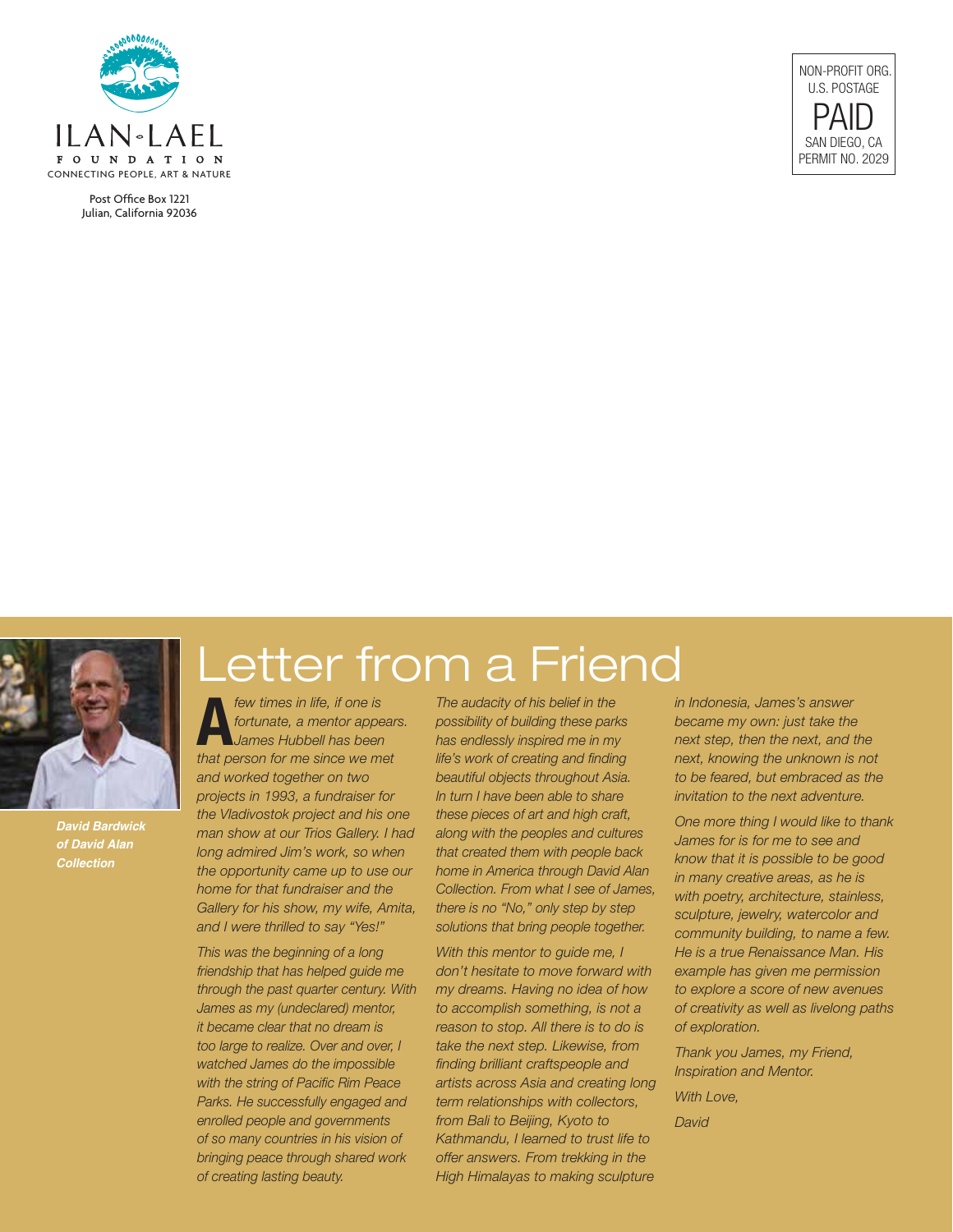ILAN-LAEL
FOUNDATION
CONNECTING PEOPLE, ART & NATURE

Post Office Box 1221
Julian, California 92036

NON-PROFIT ORG.
U.S. POSTAGE
PAID
SAN DIEGO, CA
PERMIT NO. 2029

*David Bardwick of David Alan Collection*

# Letter from a Friend

*A few times in life, if one is fortunate, a mentor appears. James Hubbell has been that person for me since we met and worked together on two projects in 1993, a fundraiser for the Vladivostok project and his one man show at our Trios Gallery. I had long admired Jim's work, so when the opportunity came up to use our home for that fundraiser and the Gallery for his show, my wife, Amita, and I were thrilled to say "Yes!"*

*This was the beginning of a long friendship that has helped guide me through the past quarter century. With James as my (undeclared) mentor, it became clear that no dream is too large to realize. Over and over, I watched James do the impossible with the string of Pacific Rim Peace Parks. He successfully engaged and enrolled people and governments of so many countries in his vision of bringing peace through shared work of creating lasting beauty.*

*The audacity of his belief in the possibility of building these parks has endlessly inspired me in my life's work of creating and finding beautiful objects throughout Asia. In turn I have been able to share these pieces of art and high craft, along with the peoples and cultures that created them with people back home in America through David Alan Collection. From what I see of James, there is no "No," only step by step solutions that bring people together.*

*With this mentor to guide me, I don't hesitate to move forward with my dreams. Having no idea of how to accomplish something, is not a reason to stop. All there is to do is take the next step. Likewise, from finding brilliant craftspeople and artists across Asia and creating long term relationships with collectors, from Bali to Beijing, Kyoto to Kathmandu, I learned to trust life to offer answers. From trekking in the High Himalayas to making sculpture in Indonesia, James's answer became my own: just take the next step, then the next, and the next, knowing the unknown is not to be feared, but embraced as the invitation to the next adventure.*

*One more thing I would like to thank James for is for me to see and know that it is possible to be good in many creative areas, as he is with poetry, architecture, stainless, sculpture, jewelry, watercolor and community building, to name a few. He is a true Renaissance Man. His example has given me permission to explore a score of new avenues of creativity as well as livelong paths of exploration.*

*Thank you James, my Friend, Inspiration and Mentor.*

*With Love,*

*David*